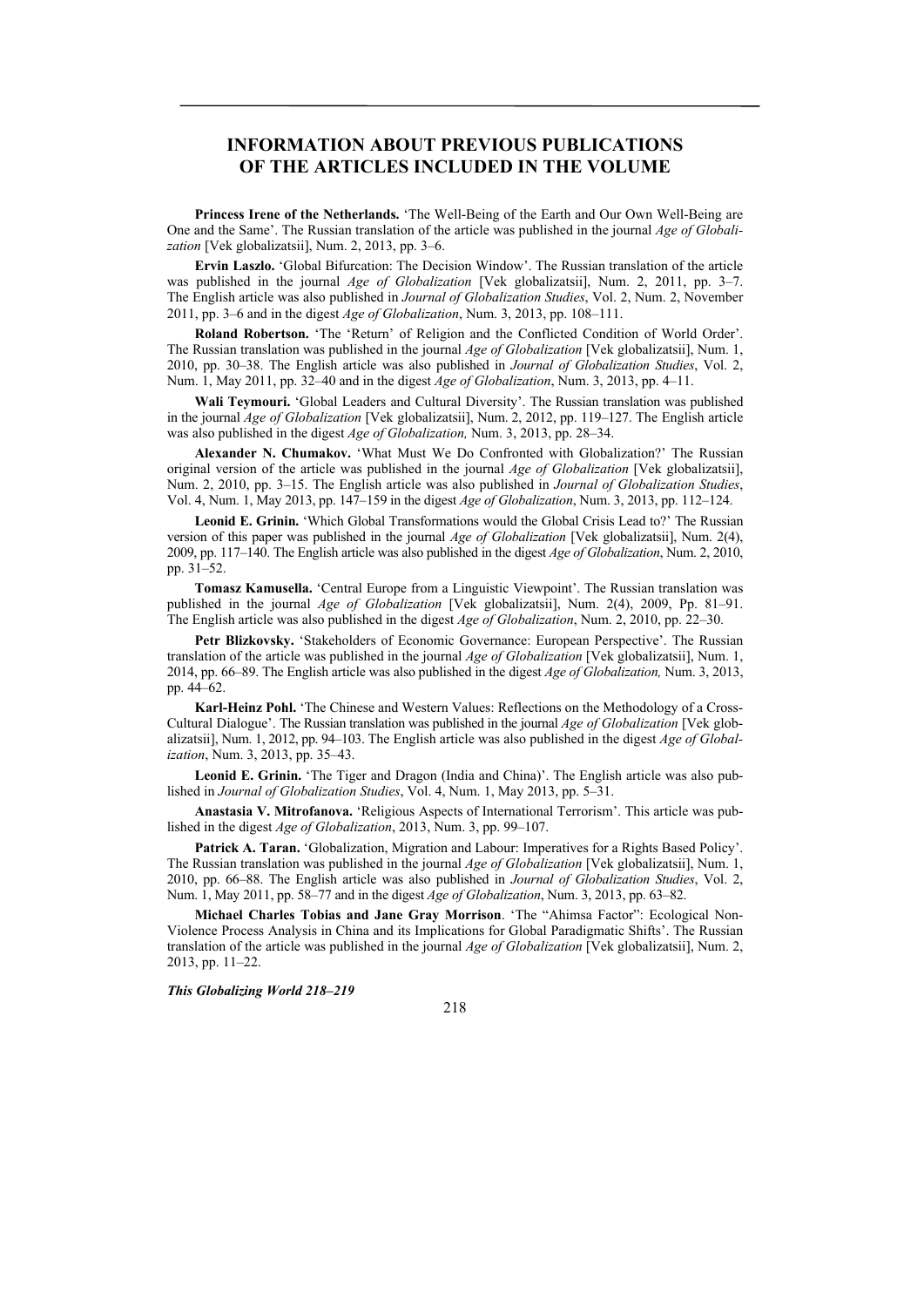# INFORMATION ABOUT PREVIOUS PUBLICATIONS OF THE ARTICLES INCLUDED IN THE VOLUME

**Princess Irene of the Netherlands.** 'The Well-Being of the Earth and Our Own Well-Being are One and the Same'. The Russian translation of the article was published in the journal *Age of Globalization* [Vek globalizatsii], Num. 2, 2013, pp. 3–6.

**Ervin Laszlo.** 'Global Bifurcation: The Decision Window'. The Russian translation of the article was published in the journal *Age of Globalization* [Vek globalizatsii], Num. 2, 2011, pp. 3–7. The English article was also published in *Journal of Globalization Studies*, Vol. 2, Num. 2, November 2011, pp. 3–6 and in the digest *Age of Globalization*, Num. 3, 2013, pp. 108–111.

**Roland Robertson.** 'The 'Return' of Religion and the Conflicted Condition of World Order'. The Russian translation was published in the journal *Age of Globalization* [Vek globalizatsii], Num. 1, 2010, pp. 30–38. The English article was also published in *Journal of Globalization Studies*, Vol. 2, Num. 1, May 2011, pp. 32–40 and in the digest *Age of Globalization*, Num. 3, 2013, pp. 4–11.

**Wali Teymouri.** 'Global Leaders and Cultural Diversity'. The Russian translation was published in the journal *Age of Globalization* [Vek globalizatsii], Num. 2, 2012, pp. 119–127. The English article was also published in the digest *Age of Globalization,* Num. 3, 2013, pp. 28–34.

**Alexander N. Chumakov.** 'What Must We Do Confronted with Globalization?' The Russian original version of the article was published in the journal *Age of Globalization* [Vek globalizatsii], Num. 2, 2010, pp. 3–15. The English article was also published in *Journal of Globalization Studies*, Vol. 4, Num. 1, May 2013, pp. 147–159 in the digest *Age of Globalization*, Num. 3, 2013, pp. 112–124.

**Leonid E. Grinin.** 'Which Global Transformations would the Global Crisis Lead to?' The Russian version of this paper was published in the journal *Age of Globalization* [Vek globalizatsii], Num. 2(4), 2009, pp. 117–140. The English article was also published in the digest *Age of Globalization*, Num. 2, 2010, pp. 31–52.

**Tomasz Kamusella.** 'Central Europe from a Linguistic Viewpoint'. The Russian translation was published in the journal *Age of Globalization* [Vek globalizatsii], Num. 2(4), 2009, Pp. 81–91. The English article was also published in the digest *Age of Globalization*, Num. 2, 2010, pp. 22–30.

**Petr Blizkovsky.** 'Stakeholders of Economic Governance: European Perspective'. The Russian translation of the article was published in the journal *Age of Globalization* [Vek globalizatsii], Num. 1, 2014, pp. 66–89. The English article was also published in the digest *Age of Globalization,* Num. 3, 2013, pp. 44–62.

**Karl-Heinz Pohl.** 'The Chinese and Western Values: Reflections on the Methodology of a Cross-Cultural Dialogue'. The Russian translation was published in the journal *Age of Globalization* [Vek globalizatsii], Num. 1, 2012, pp. 94–103. The English article was also published in the digest *Age of Globalization*, Num. 3, 2013, pp. 35–43.

**Leonid E. Grinin.** 'The Tiger and Dragon (India and China)'. The English article was also published in *Journal of Globalization Studies*, Vol. 4, Num. 1, May 2013, pp. 5–31.

**Anastasia V. Mitrofanova.** 'Religious Aspects of International Terrorism'. This article was published in the digest *Age of Globalization*, 2013, Num. 3, pp. 99–107.

**Patrick A. Taran.** 'Globalization, Migration and Labour: Imperatives for a Rights Based Policy'. The Russian translation was published in the journal *Age of Globalization* [Vek globalizatsii], Num. 1, 2010, pp. 66–88. The English article was also published in *Journal of Globalization Studies*, Vol. 2, Num. 1, May 2011, pp. 58–77 and in the digest *Age of Globalization*, Num. 3, 2013, pp. 63–82.

**Michael Charles Tobias and Jane Gray Morrison**. 'The "Ahimsa Factor": Ecological Non-Violence Process Analysis in China and its Implications for Global Paradigmatic Shifts'. The Russian translation of the article was published in the journal *Age of Globalization* [Vek globalizatsii], Num. 2, 2013, pp. 11–22.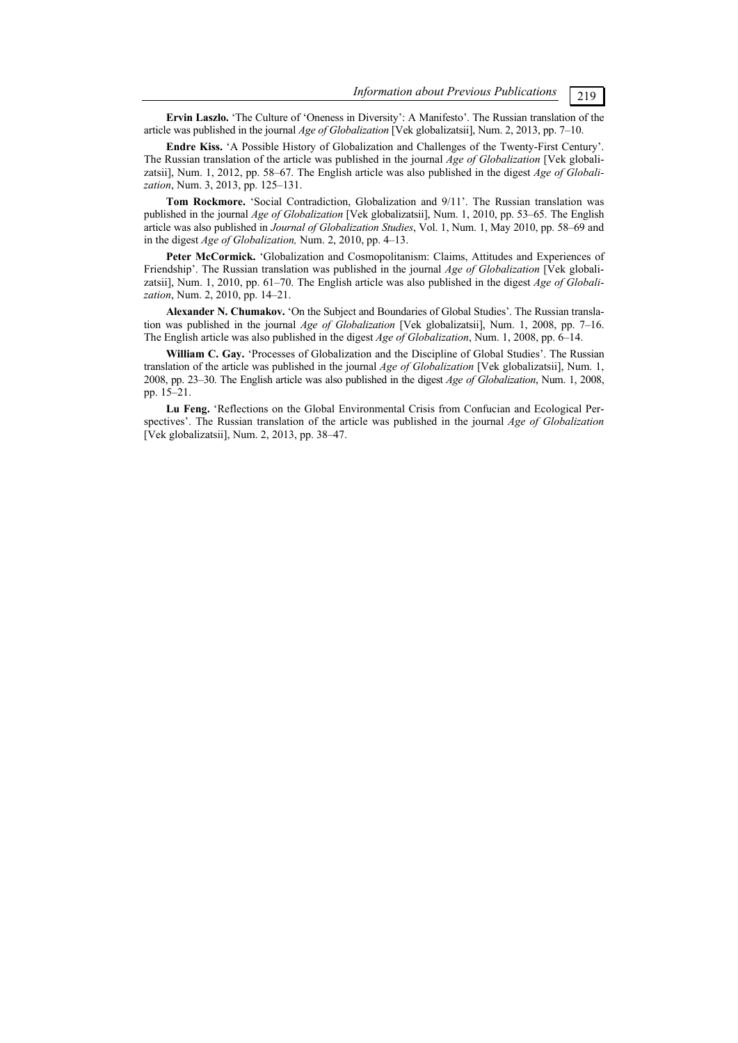**Ervin Laszlo.** 'The Culture of 'Oneness in Diversity': A Manifesto'. The Russian translation of the article was published in the journal *Age of Globalization* [Vek globalizatsii], Num. 2, 2013, pp. 7–10.

**Endre Kiss.** 'A Possible History of Globalization and Challenges of the Twenty-First Century'. The Russian translation of the article was published in the journal *Age of Globalization* [Vek globalizatsii], Num. 1, 2012, pp. 58–67. The English article was also published in the digest *Age of Globalization*, Num. 3, 2013, pp. 125–131.

**Tom Rockmore.** 'Social Contradiction, Globalization and 9/11'. The Russian translation was published in the journal *Age of Globalization* [Vek globalizatsii], Num. 1, 2010, pp. 53–65. The English article was also published in *Journal of Globalization Studies*, Vol. 1, Num. 1, May 2010, pp. 58–69 and in the digest *Age of Globalization,* Num. 2, 2010, pp. 4–13.

**Peter McCormick.** 'Globalization and Cosmopolitanism: Claims, Attitudes and Experiences of Friendship'. The Russian translation was published in the journal *Age of Globalization* [Vek globalizatsii], Num. 1, 2010, pp. 61–70. The English article was also published in the digest *Age of Globalization*, Num. 2, 2010, pp. 14–21.

**Alexander N. Chumakov.** 'On the Subject and Boundaries of Global Studies'. The Russian translation was published in the journal *Age of Globalization* [Vek globalizatsii], Num. 1, 2008, pp. 7–16. The English article was also published in the digest *Age of Globalization*, Num. 1, 2008, pp. 6–14.

**William C. Gay.** 'Processes of Globalization and the Discipline of Global Studies'. The Russian translation of the article was published in the journal *Age of Globalization* [Vek globalizatsii], Num. 1, 2008, pp. 23–30. The English article was also published in the digest *Age of Globalization*, Num. 1, 2008, pp. 15–21.

**Lu Feng.** 'Reflections on the Global Environmental Crisis from Confucian and Ecological Perspectives'. The Russian translation of the article was published in the journal *Age of Globalization* [Vek globalizatsii], Num. 2, 2013, pp. 38–47.